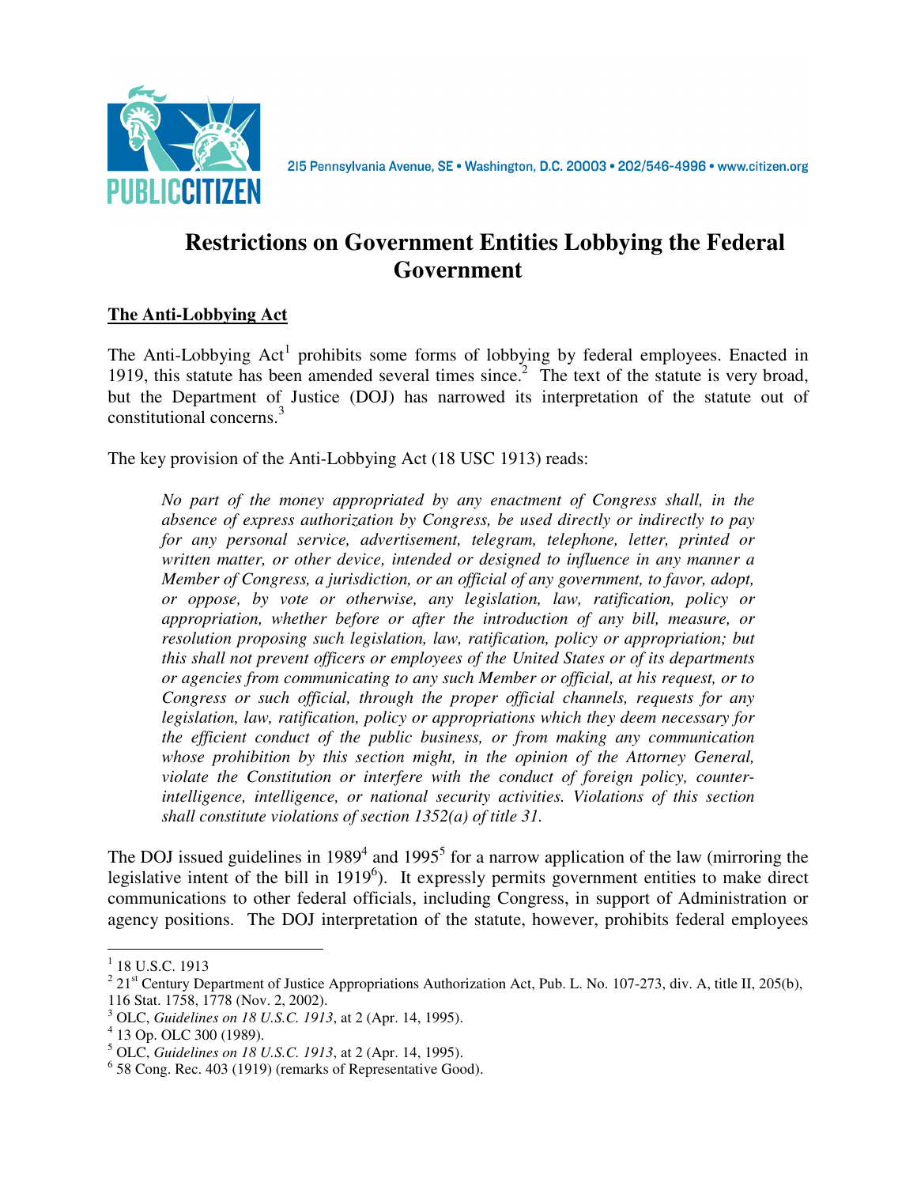215 Pennsylvania Avenue, SE • Washington, D.C. 20003 • 202/546-4996 • www.citizen.org

# Restrictions on Government Entities Lobbying the Federal Government

## The Anti-Lobbying Act

The Anti-Lobbying Act[1] prohibits some forms of lobbying by federal employees. Enacted in 1919, this statute has been amended several times since.[2] The text of the statute is very broad, but the Department of Justice (DOJ) has narrowed its interpretation of the statute out of constitutional concerns.[3]

The key provision of the Anti-Lobbying Act (18 USC 1913) reads:

> *No part of the money appropriated by any enactment of Congress shall, in the absence of express authorization by Congress, be used directly or indirectly to pay for any personal service, advertisement, telegram, telephone, letter, printed or written matter, or other device, intended or designed to influence in any manner a Member of Congress, a jurisdiction, or an official of any government, to favor, adopt, or oppose, by vote or otherwise, any legislation, law, ratification, policy or appropriation, whether before or after the introduction of any bill, measure, or resolution proposing such legislation, law, ratification, policy or appropriation; but this shall not prevent officers or employees of the United States or of its departments or agencies from communicating to any such Member or official, at his request, or to Congress or such official, through the proper official channels, requests for any legislation, law, ratification, policy or appropriations which they deem necessary for the efficient conduct of the public business, or from making any communication whose prohibition by this section might, in the opinion of the Attorney General, violate the Constitution or interfere with the conduct of foreign policy, counter-intelligence, intelligence, or national security activities. Violations of this section shall constitute violations of section 1352(a) of title 31.*

The DOJ issued guidelines in 1989[4] and 1995[5] for a narrow application of the law (mirroring the legislative intent of the bill in 1919[6]). It expressly permits government entities to make direct communications to other federal officials, including Congress, in support of Administration or agency positions. The DOJ interpretation of the statute, however, prohibits federal employees

---

[1] 18 U.S.C. 1913

[2] 21st Century Department of Justice Appropriations Authorization Act, Pub. L. No. 107-273, div. A, title II, 205(b), 116 Stat. 1758, 1778 (Nov. 2, 2002).

[3] OLC, *Guidelines on 18 U.S.C. 1913*, at 2 (Apr. 14, 1995).

[4] 13 Op. OLC 300 (1989).

[5] OLC, *Guidelines on 18 U.S.C. 1913*, at 2 (Apr. 14, 1995).

[6] 58 Cong. Rec. 403 (1919) (remarks of Representative Good).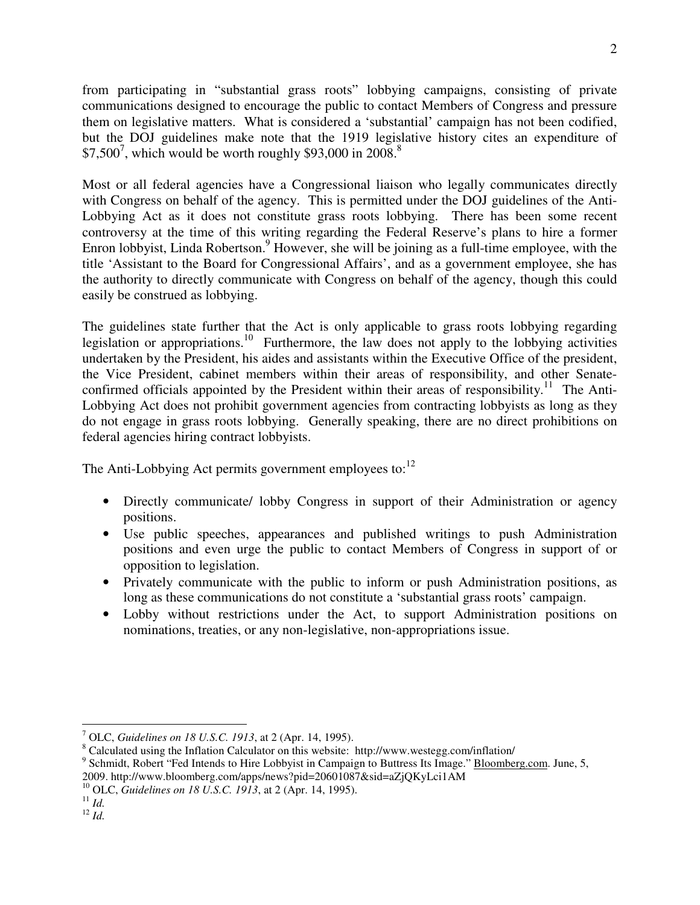from participating in "substantial grass roots" lobbying campaigns, consisting of private communications designed to encourage the public to contact Members of Congress and pressure them on legislative matters. What is considered a 'substantial' campaign has not been codified, but the DOJ guidelines make note that the 1919 legislative history cites an expenditure of $7,500[7], which would be worth roughly $93,000 in 2008.[8]

Most or all federal agencies have a Congressional liaison who legally communicates directly with Congress on behalf of the agency. This is permitted under the DOJ guidelines of the Anti-Lobbying Act as it does not constitute grass roots lobbying. There has been some recent controversy at the time of this writing regarding the Federal Reserve's plans to hire a former Enron lobbyist, Linda Robertson.[9] However, she will be joining as a full-time employee, with the title 'Assistant to the Board for Congressional Affairs', and as a government employee, she has the authority to directly communicate with Congress on behalf of the agency, though this could easily be construed as lobbying.

The guidelines state further that the Act is only applicable to grass roots lobbying regarding legislation or appropriations.[10] Furthermore, the law does not apply to the lobbying activities undertaken by the President, his aides and assistants within the Executive Office of the president, the Vice President, cabinet members within their areas of responsibility, and other Senate-confirmed officials appointed by the President within their areas of responsibility.[11] The Anti-Lobbying Act does not prohibit government agencies from contracting lobbyists as long as they do not engage in grass roots lobbying. Generally speaking, there are no direct prohibitions on federal agencies hiring contract lobbyists.

The Anti-Lobbying Act permits government employees to:[12]

- Directly communicate/ lobby Congress in support of their Administration or agency positions.
- Use public speeches, appearances and published writings to push Administration positions and even urge the public to contact Members of Congress in support of or opposition to legislation.
- Privately communicate with the public to inform or push Administration positions, as long as these communications do not constitute a 'substantial grass roots' campaign.
- Lobby without restrictions under the Act, to support Administration positions on nominations, treaties, or any non-legislative, non-appropriations issue.

---

[7] OLC, *Guidelines on 18 U.S.C. 1913*, at 2 (Apr. 14, 1995).

[8] Calculated using the Inflation Calculator on this website: http://www.westegg.com/inflation/

[9] Schmidt, Robert "Fed Intends to Hire Lobbyist in Campaign to Buttress Its Image." Bloomberg.com. June, 5, 2009. http://www.bloomberg.com/apps/news?pid=20601087&sid=aZjQKyLci1AM

[10] OLC, *Guidelines on 18 U.S.C. 1913*, at 2 (Apr. 14, 1995).

[11] *Id.*

[12] *Id.*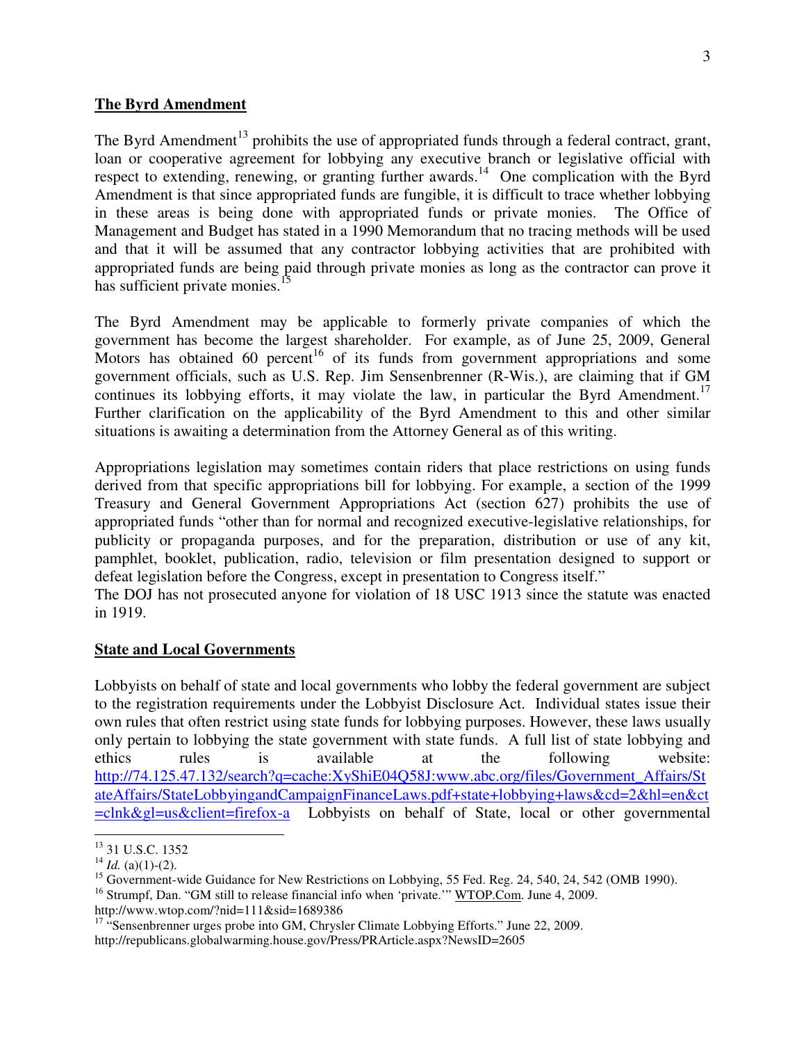## The Byrd Amendment

The Byrd Amendment[13] prohibits the use of appropriated funds through a federal contract, grant, loan or cooperative agreement for lobbying any executive branch or legislative official with respect to extending, renewing, or granting further awards.[14] One complication with the Byrd Amendment is that since appropriated funds are fungible, it is difficult to trace whether lobbying in these areas is being done with appropriated funds or private monies. The Office of Management and Budget has stated in a 1990 Memorandum that no tracing methods will be used and that it will be assumed that any contractor lobbying activities that are prohibited with appropriated funds are being paid through private monies as long as the contractor can prove it has sufficient private monies.[15]

The Byrd Amendment may be applicable to formerly private companies of which the government has become the largest shareholder. For example, as of June 25, 2009, General Motors has obtained 60 percent[16] of its funds from government appropriations and some government officials, such as U.S. Rep. Jim Sensenbrenner (R-Wis.), are claiming that if GM continues its lobbying efforts, it may violate the law, in particular the Byrd Amendment.[17] Further clarification on the applicability of the Byrd Amendment to this and other similar situations is awaiting a determination from the Attorney General as of this writing.

Appropriations legislation may sometimes contain riders that place restrictions on using funds derived from that specific appropriations bill for lobbying. For example, a section of the 1999 Treasury and General Government Appropriations Act (section 627) prohibits the use of appropriated funds "other than for normal and recognized executive-legislative relationships, for publicity or propaganda purposes, and for the preparation, distribution or use of any kit, pamphlet, booklet, publication, radio, television or film presentation designed to support or defeat legislation before the Congress, except in presentation to Congress itself."
The DOJ has not prosecuted anyone for violation of 18 USC 1913 since the statute was enacted in 1919.

## State and Local Governments

Lobbyists on behalf of state and local governments who lobby the federal government are subject to the registration requirements under the Lobbyist Disclosure Act. Individual states issue their own rules that often restrict using state funds for lobbying purposes. However, these laws usually only pertain to lobbying the state government with state funds. A full list of state lobbying and ethics rules is available at the following website: [http://74.125.47.132/search?q=cache:XyShiE04Q58J:www.abc.org/files/Government_Affairs/StateAffairs/StateLobbyingandCampaignFinanceLaws.pdf+state+lobbying+laws&cd=2&hl=en&ct=clnk&gl=us&client=firefox-a](http://74.125.47.132/search?q=cache:XyShiE04Q58J:www.abc.org/files/Government_Affairs/StateAffairs/StateLobbyingandCampaignFinanceLaws.pdf+state+lobbying+laws&cd=2&hl=en&ct=clnk&gl=us&client=firefox-a) Lobbyists on behalf of State, local or other governmental

---

[13] 31 U.S.C. 1352

[14] *Id.* (a)(1)-(2).

[15] Government-wide Guidance for New Restrictions on Lobbying, 55 Fed. Reg. 24, 540, 24, 542 (OMB 1990).

[16] Strumpf, Dan. "GM still to release financial info when 'private.'" WTOP.Com. June 4, 2009. http://www.wtop.com/?nid=111&sid=1689386

[17] "Sensenbrenner urges probe into GM, Chrysler Climate Lobbying Efforts." June 22, 2009. http://republicans.globalwarming.house.gov/Press/PRArticle.aspx?NewsID=2605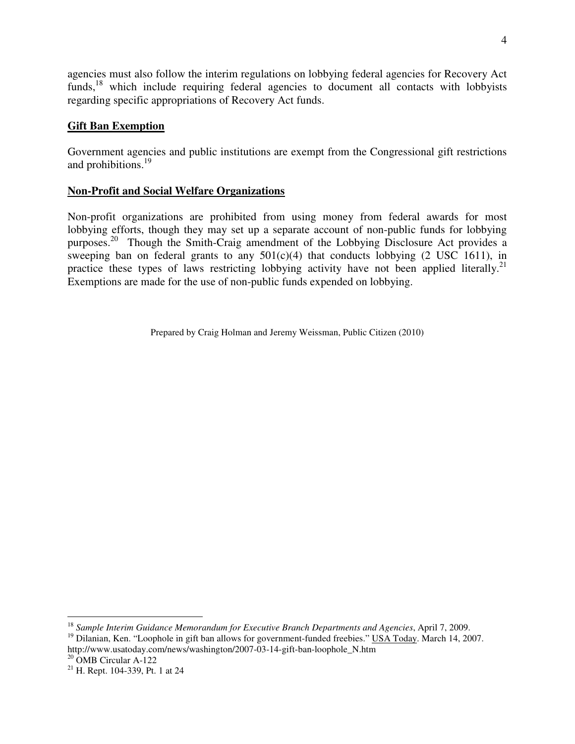agencies must also follow the interim regulations on lobbying federal agencies for Recovery Act funds,[18] which include requiring federal agencies to document all contacts with lobbyists regarding specific appropriations of Recovery Act funds.

## Gift Ban Exemption

Government agencies and public institutions are exempt from the Congressional gift restrictions and prohibitions.[19]

## Non-Profit and Social Welfare Organizations

Non-profit organizations are prohibited from using money from federal awards for most lobbying efforts, though they may set up a separate account of non-public funds for lobbying purposes.[20] Though the Smith-Craig amendment of the Lobbying Disclosure Act provides a sweeping ban on federal grants to any 501(c)(4) that conducts lobbying (2 USC 1611), in practice these types of laws restricting lobbying activity have not been applied literally.[21] Exemptions are made for the use of non-public funds expended on lobbying.

Prepared by Craig Holman and Jeremy Weissman, Public Citizen (2010)

---

[18] *Sample Interim Guidance Memorandum for Executive Branch Departments and Agencies*, April 7, 2009.

[19] Dilanian, Ken. "Loophole in gift ban allows for government-funded freebies." USA Today. March 14, 2007. http://www.usatoday.com/news/washington/2007-03-14-gift-ban-loophole_N.htm

[20] OMB Circular A-122

[21] H. Rept. 104-339, Pt. 1 at 24